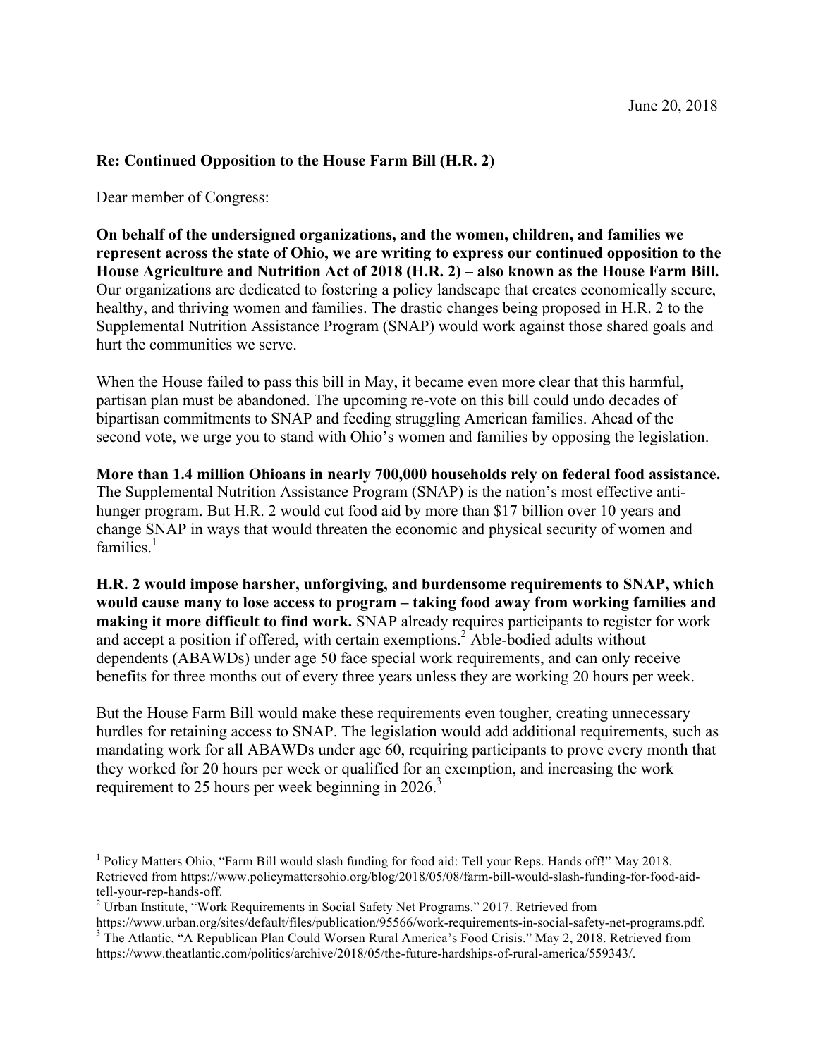June 20, 2018

**Re: Continued Opposition to the House Farm Bill (H.R. 2)**

Dear member of Congress:

**On behalf of the undersigned organizations, and the women, children, and families we represent across the state of Ohio, we are writing to express our continued opposition to the House Agriculture and Nutrition Act of 2018 (H.R. 2) – also known as the House Farm Bill.** Our organizations are dedicated to fostering a policy landscape that creates economically secure, healthy, and thriving women and families. The drastic changes being proposed in H.R. 2 to the Supplemental Nutrition Assistance Program (SNAP) would work against those shared goals and hurt the communities we serve.

When the House failed to pass this bill in May, it became even more clear that this harmful, partisan plan must be abandoned. The upcoming re-vote on this bill could undo decades of bipartisan commitments to SNAP and feeding struggling American families. Ahead of the second vote, we urge you to stand with Ohio's women and families by opposing the legislation.

**More than 1.4 million Ohioans in nearly 700,000 households rely on federal food assistance.** The Supplemental Nutrition Assistance Program (SNAP) is the nation's most effective anti-hunger program. But H.R. 2 would cut food aid by more than $17 billion over 10 years and change SNAP in ways that would threaten the economic and physical security of women and families.[1]

**H.R. 2 would impose harsher, unforgiving, and burdensome requirements to SNAP, which would cause many to lose access to program – taking food away from working families and making it more difficult to find work.** SNAP already requires participants to register for work and accept a position if offered, with certain exemptions.[2] Able-bodied adults without dependents (ABAWDs) under age 50 face special work requirements, and can only receive benefits for three months out of every three years unless they are working 20 hours per week.

But the House Farm Bill would make these requirements even tougher, creating unnecessary hurdles for retaining access to SNAP. The legislation would add additional requirements, such as mandating work for all ABAWDs under age 60, requiring participants to prove every month that they worked for 20 hours per week or qualified for an exemption, and increasing the work requirement to 25 hours per week beginning in 2026.[3]

---

[1] Policy Matters Ohio, "Farm Bill would slash funding for food aid: Tell your Reps. Hands off!" May 2018. Retrieved from https://www.policymattersohio.org/blog/2018/05/08/farm-bill-would-slash-funding-for-food-aid-tell-your-rep-hands-off.

[2] Urban Institute, "Work Requirements in Social Safety Net Programs." 2017. Retrieved from https://www.urban.org/sites/default/files/publication/95566/work-requirements-in-social-safety-net-programs.pdf.

[3] The Atlantic, "A Republican Plan Could Worsen Rural America's Food Crisis." May 2, 2018. Retrieved from https://www.theatlantic.com/politics/archive/2018/05/the-future-hardships-of-rural-america/559343/.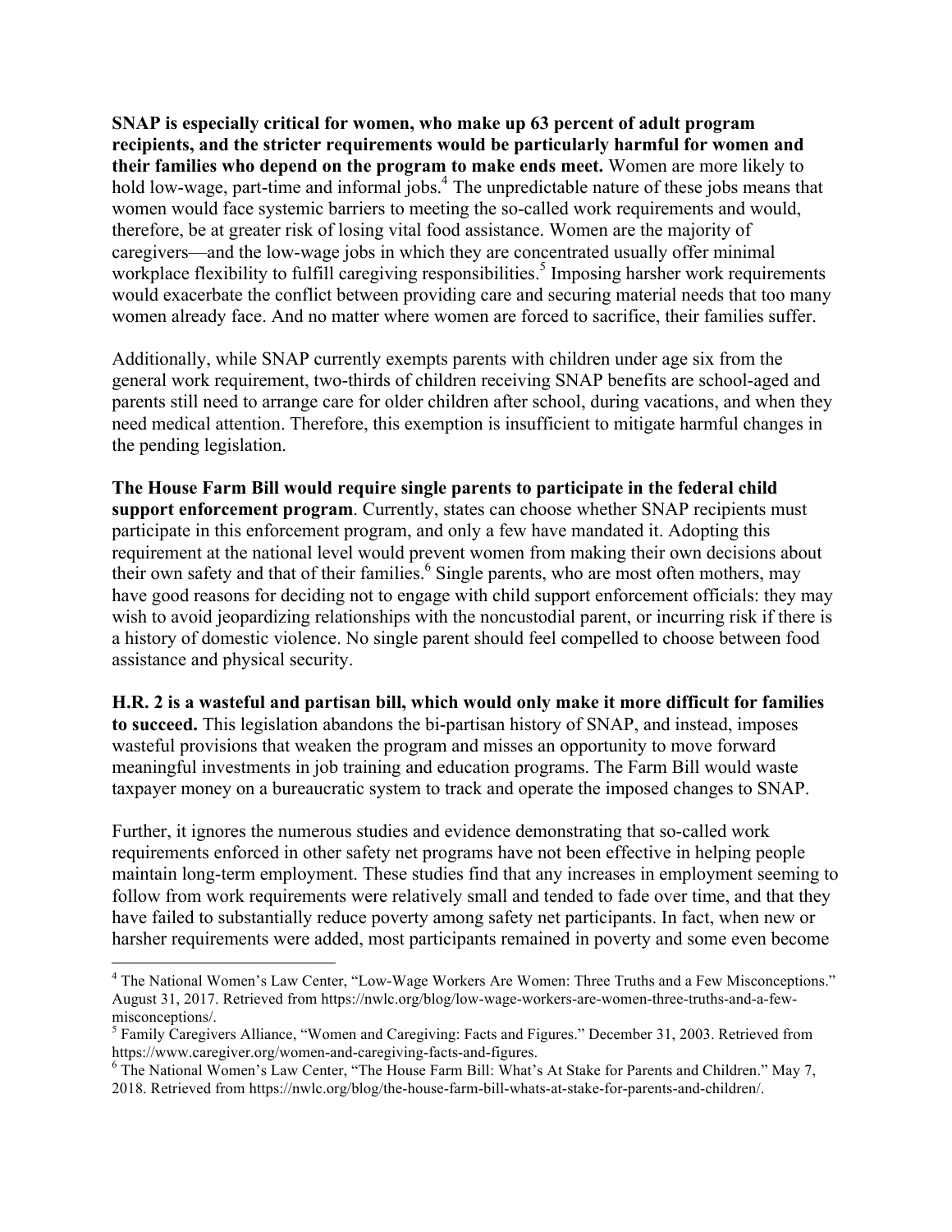**SNAP is especially critical for women, who make up 63 percent of adult program recipients, and the stricter requirements would be particularly harmful for women and their families who depend on the program to make ends meet.** Women are more likely to hold low-wage, part-time and informal jobs.[4] The unpredictable nature of these jobs means that women would face systemic barriers to meeting the so-called work requirements and would, therefore, be at greater risk of losing vital food assistance. Women are the majority of caregivers—and the low-wage jobs in which they are concentrated usually offer minimal workplace flexibility to fulfill caregiving responsibilities.[5] Imposing harsher work requirements would exacerbate the conflict between providing care and securing material needs that too many women already face. And no matter where women are forced to sacrifice, their families suffer.

Additionally, while SNAP currently exempts parents with children under age six from the general work requirement, two-thirds of children receiving SNAP benefits are school-aged and parents still need to arrange care for older children after school, during vacations, and when they need medical attention. Therefore, this exemption is insufficient to mitigate harmful changes in the pending legislation.

**The House Farm Bill would require single parents to participate in the federal child support enforcement program**. Currently, states can choose whether SNAP recipients must participate in this enforcement program, and only a few have mandated it. Adopting this requirement at the national level would prevent women from making their own decisions about their own safety and that of their families.[6] Single parents, who are most often mothers, may have good reasons for deciding not to engage with child support enforcement officials: they may wish to avoid jeopardizing relationships with the noncustodial parent, or incurring risk if there is a history of domestic violence. No single parent should feel compelled to choose between food assistance and physical security.

**H.R. 2 is a wasteful and partisan bill, which would only make it more difficult for families to succeed.** This legislation abandons the bi-partisan history of SNAP, and instead, imposes wasteful provisions that weaken the program and misses an opportunity to move forward meaningful investments in job training and education programs. The Farm Bill would waste taxpayer money on a bureaucratic system to track and operate the imposed changes to SNAP.

Further, it ignores the numerous studies and evidence demonstrating that so-called work requirements enforced in other safety net programs have not been effective in helping people maintain long-term employment. These studies find that any increases in employment seeming to follow from work requirements were relatively small and tended to fade over time, and that they have failed to substantially reduce poverty among safety net participants. In fact, when new or harsher requirements were added, most participants remained in poverty and some even become

---

[4] The National Women's Law Center, "Low-Wage Workers Are Women: Three Truths and a Few Misconceptions." August 31, 2017. Retrieved from https://nwlc.org/blog/low-wage-workers-are-women-three-truths-and-a-few-misconceptions/.

[5] Family Caregivers Alliance, "Women and Caregiving: Facts and Figures." December 31, 2003. Retrieved from https://www.caregiver.org/women-and-caregiving-facts-and-figures.

[6] The National Women's Law Center, "The House Farm Bill: What's At Stake for Parents and Children." May 7, 2018. Retrieved from https://nwlc.org/blog/the-house-farm-bill-whats-at-stake-for-parents-and-children/.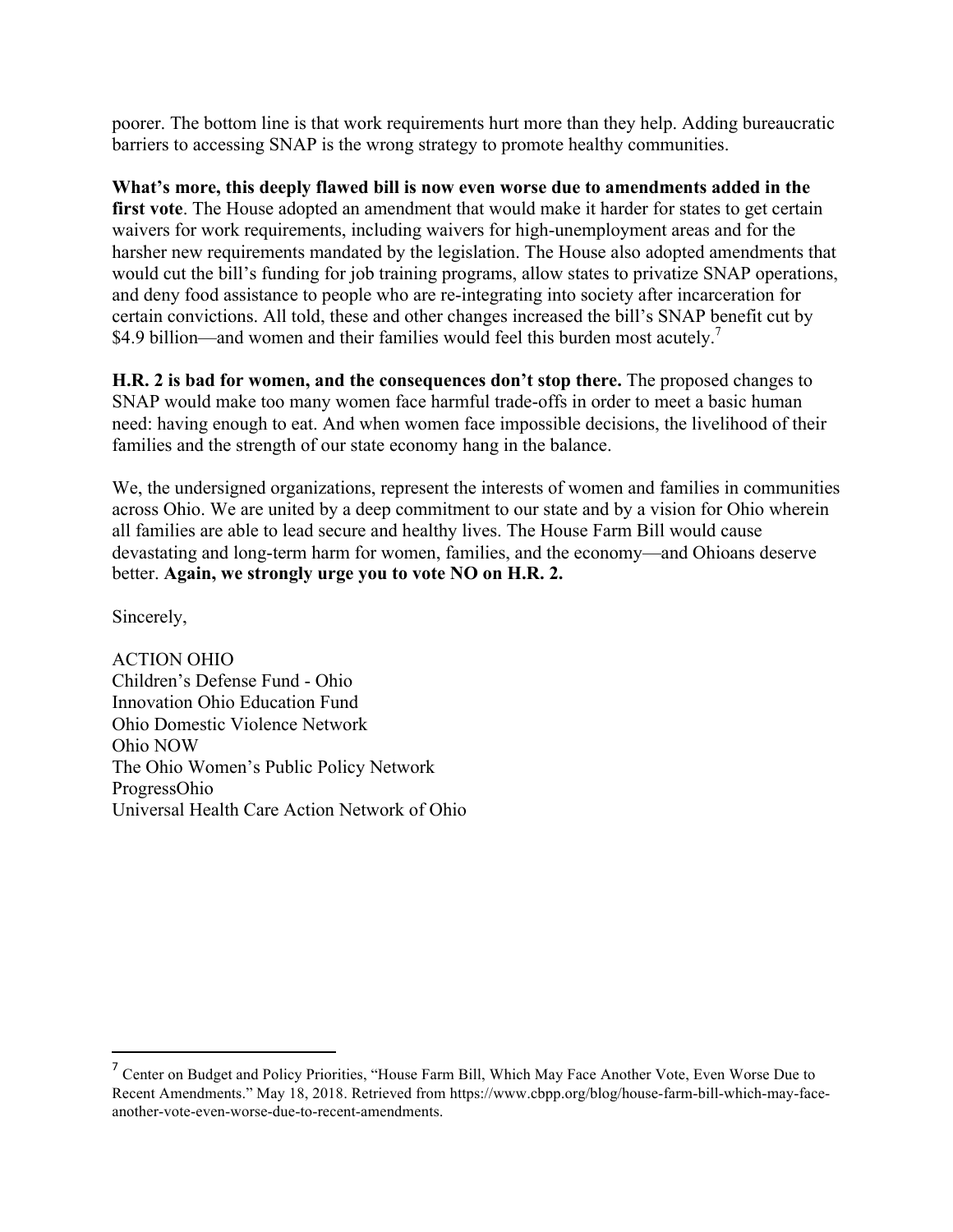poorer. The bottom line is that work requirements hurt more than they help. Adding bureaucratic barriers to accessing SNAP is the wrong strategy to promote healthy communities.

**What's more, this deeply flawed bill is now even worse due to amendments added in the first vote**. The House adopted an amendment that would make it harder for states to get certain waivers for work requirements, including waivers for high-unemployment areas and for the harsher new requirements mandated by the legislation. The House also adopted amendments that would cut the bill's funding for job training programs, allow states to privatize SNAP operations, and deny food assistance to people who are re-integrating into society after incarceration for certain convictions. All told, these and other changes increased the bill's SNAP benefit cut by $4.9 billion—and women and their families would feel this burden most acutely.[7]

**H.R. 2 is bad for women, and the consequences don't stop there.** The proposed changes to SNAP would make too many women face harmful trade-offs in order to meet a basic human need: having enough to eat. And when women face impossible decisions, the livelihood of their families and the strength of our state economy hang in the balance.

We, the undersigned organizations, represent the interests of women and families in communities across Ohio. We are united by a deep commitment to our state and by a vision for Ohio wherein all families are able to lead secure and healthy lives. The House Farm Bill would cause devastating and long-term harm for women, families, and the economy—and Ohioans deserve better. **Again, we strongly urge you to vote NO on H.R. 2.**

Sincerely,

ACTION OHIO
Children's Defense Fund - Ohio
Innovation Ohio Education Fund
Ohio Domestic Violence Network
Ohio NOW
The Ohio Women's Public Policy Network
ProgressOhio
Universal Health Care Action Network of Ohio

---

[7] Center on Budget and Policy Priorities, "House Farm Bill, Which May Face Another Vote, Even Worse Due to Recent Amendments." May 18, 2018. Retrieved from https://www.cbpp.org/blog/house-farm-bill-which-may-face-another-vote-even-worse-due-to-recent-amendments.